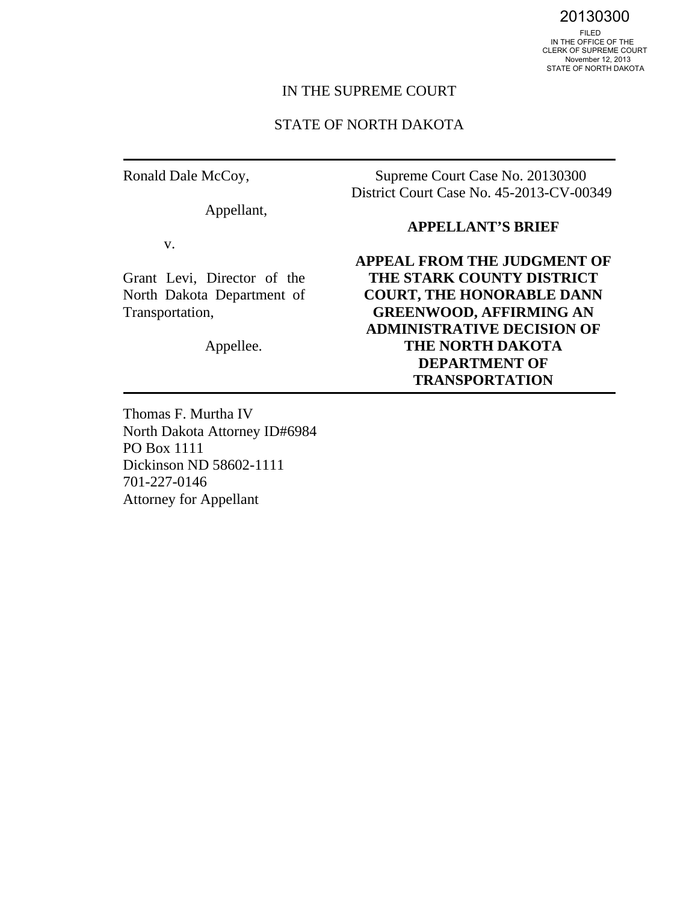20130300

FILED
IN THE OFFICE OF THE
CLERK OF SUPREME COURT
November 12, 2013
STATE OF NORTH DAKOTA

IN THE SUPREME COURT

STATE OF NORTH DAKOTA

---

Ronald Dale McCoy,

Appellant,

v.

Grant Levi, Director of the North Dakota Department of Transportation,

Appellee.

Supreme Court Case No. 20130300
District Court Case No. 45-2013-CV-00349

**APPELLANT'S BRIEF**

**APPEAL FROM THE JUDGMENT OF THE STARK COUNTY DISTRICT COURT, THE HONORABLE DANN GREENWOOD, AFFIRMING AN ADMINISTRATIVE DECISION OF THE NORTH DAKOTA DEPARTMENT OF TRANSPORTATION**

---

Thomas F. Murtha IV
North Dakota Attorney ID#6984
PO Box 1111
Dickinson ND 58602-1111
701-227-0146
Attorney for Appellant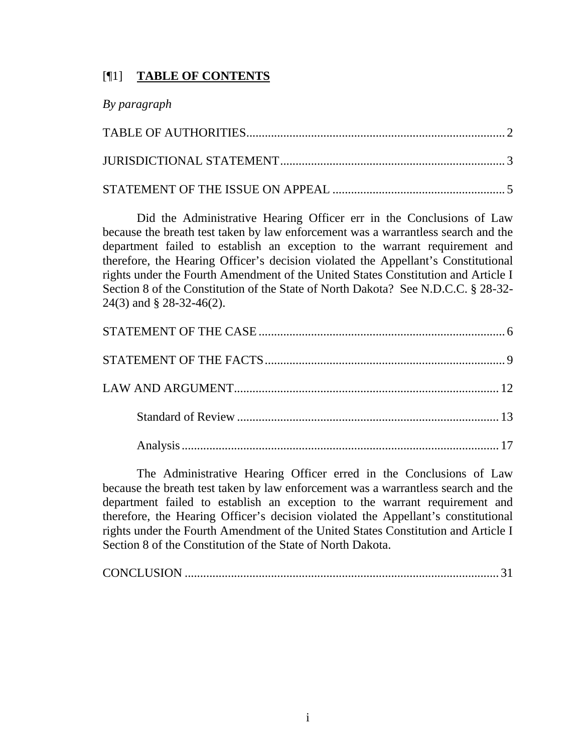[¶1] **TABLE OF CONTENTS**

*By paragraph*

TABLE OF AUTHORITIES .......... 2

JURISDICTIONAL STATEMENT .......... 3

STATEMENT OF THE ISSUE ON APPEAL .......... 5

Did the Administrative Hearing Officer err in the Conclusions of Law because the breath test taken by law enforcement was a warrantless search and the department failed to establish an exception to the warrant requirement and therefore, the Hearing Officer's decision violated the Appellant's Constitutional rights under the Fourth Amendment of the United States Constitution and Article I Section 8 of the Constitution of the State of North Dakota? See N.D.C.C. § 28-32-24(3) and § 28-32-46(2).

STATEMENT OF THE CASE .......... 6

STATEMENT OF THE FACTS .......... 9

LAW AND ARGUMENT .......... 12

Standard of Review .......... 13

Analysis .......... 17

The Administrative Hearing Officer erred in the Conclusions of Law because the breath test taken by law enforcement was a warrantless search and the department failed to establish an exception to the warrant requirement and therefore, the Hearing Officer's decision violated the Appellant's constitutional rights under the Fourth Amendment of the United States Constitution and Article I Section 8 of the Constitution of the State of North Dakota.

CONCLUSION .......... 31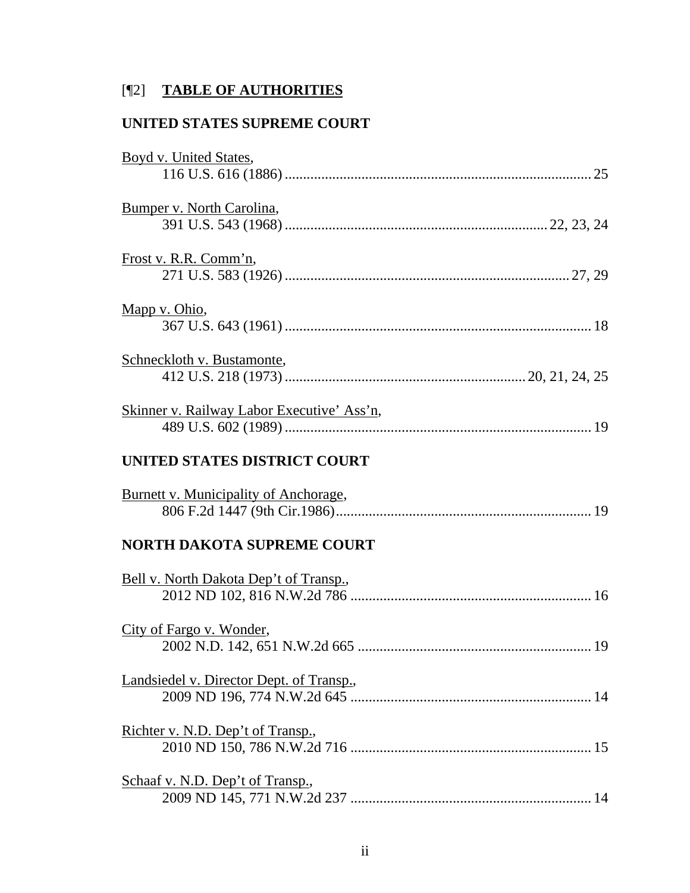## [¶2] <u>TABLE OF AUTHORITIES</u>

### UNITED STATES SUPREME COURT

<u>Boyd v. United States</u>,
116 U.S. 616 (1886) .................................................................................... 25

<u>Bumper v. North Carolina</u>,
391 U.S. 543 (1968) ...................................................................... 22, 23, 24

<u>Frost v. R.R. Comm'n</u>,
271 U.S. 583 (1926) ............................................................................. 27, 29

<u>Mapp v. Ohio</u>,
367 U.S. 643 (1961) .................................................................................... 18

<u>Schneckloth v. Bustamonte</u>,
412 U.S. 218 (1973) ................................................................. 20, 21, 24, 25

<u>Skinner v. Railway Labor Executive' Ass'n</u>,
489 U.S. 602 (1989) .................................................................................... 19

### UNITED STATES DISTRICT COURT

<u>Burnett v. Municipality of Anchorage</u>,
806 F.2d 1447 (9th Cir.1986)...................................................................... 19

### NORTH DAKOTA SUPREME COURT

<u>Bell v. North Dakota Dep't of Transp.</u>,
2012 ND 102, 816 N.W.2d 786 .................................................................. 16

<u>City of Fargo v. Wonder</u>,
2002 N.D. 142, 651 N.W.2d 665 ................................................................ 19

<u>Landsiedel v. Director Dept. of Transp.</u>,
2009 ND 196, 774 N.W.2d 645 .................................................................. 14

<u>Richter v. N.D. Dep't of Transp.</u>,
2010 ND 150, 786 N.W.2d 716 .................................................................. 15

<u>Schaaf v. N.D. Dep't of Transp.</u>,
2009 ND 145, 771 N.W.2d 237 .................................................................. 14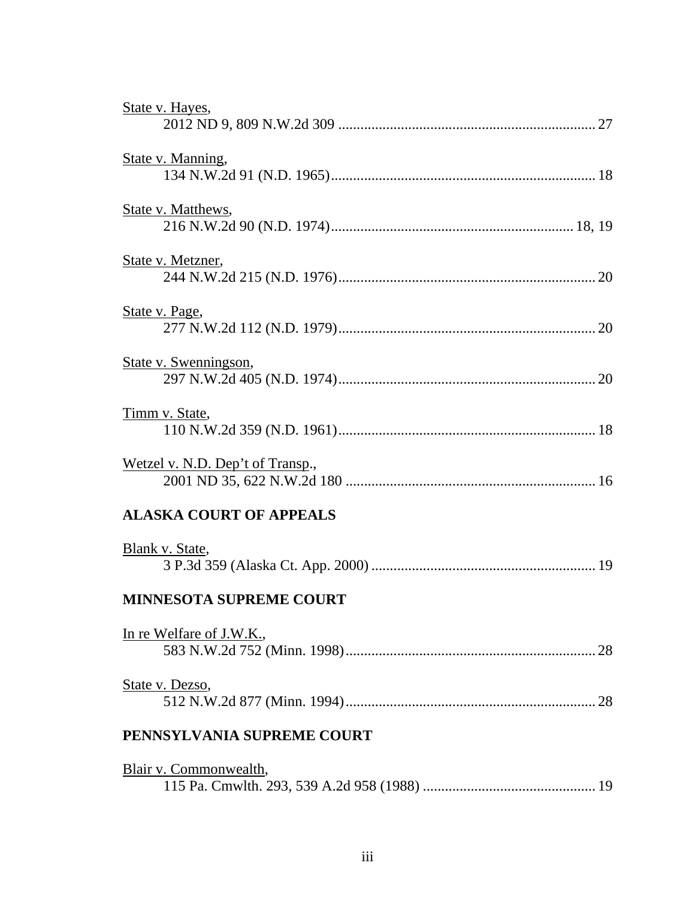State v. Hayes,
2012 ND 9, 809 N.W.2d 309 ...................................................................... 27

State v. Manning,
134 N.W.2d 91 (N.D. 1965)........................................................................ 18

State v. Matthews,
216 N.W.2d 90 (N.D. 1974).................................................................. 18, 19

State v. Metzner,
244 N.W.2d 215 (N.D. 1976)...................................................................... 20

State v. Page,
277 N.W.2d 112 (N.D. 1979)...................................................................... 20

State v. Swenningson,
297 N.W.2d 405 (N.D. 1974)...................................................................... 20

Timm v. State,
110 N.W.2d 359 (N.D. 1961)...................................................................... 18

Wetzel v. N.D. Dep't of Transp.,
2001 ND 35, 622 N.W.2d 180 .................................................................... 16

## ALASKA COURT OF APPEALS

Blank v. State,
3 P.3d 359 (Alaska Ct. App. 2000) ............................................................. 19

## MINNESOTA SUPREME COURT

In re Welfare of J.W.K.,
583 N.W.2d 752 (Minn. 1998).................................................................... 28

State v. Dezso,
512 N.W.2d 877 (Minn. 1994).................................................................... 28

## PENNSYLVANIA SUPREME COURT

Blair v. Commonwealth,
115 Pa. Cmwlth. 293, 539 A.2d 958 (1988) ............................................... 19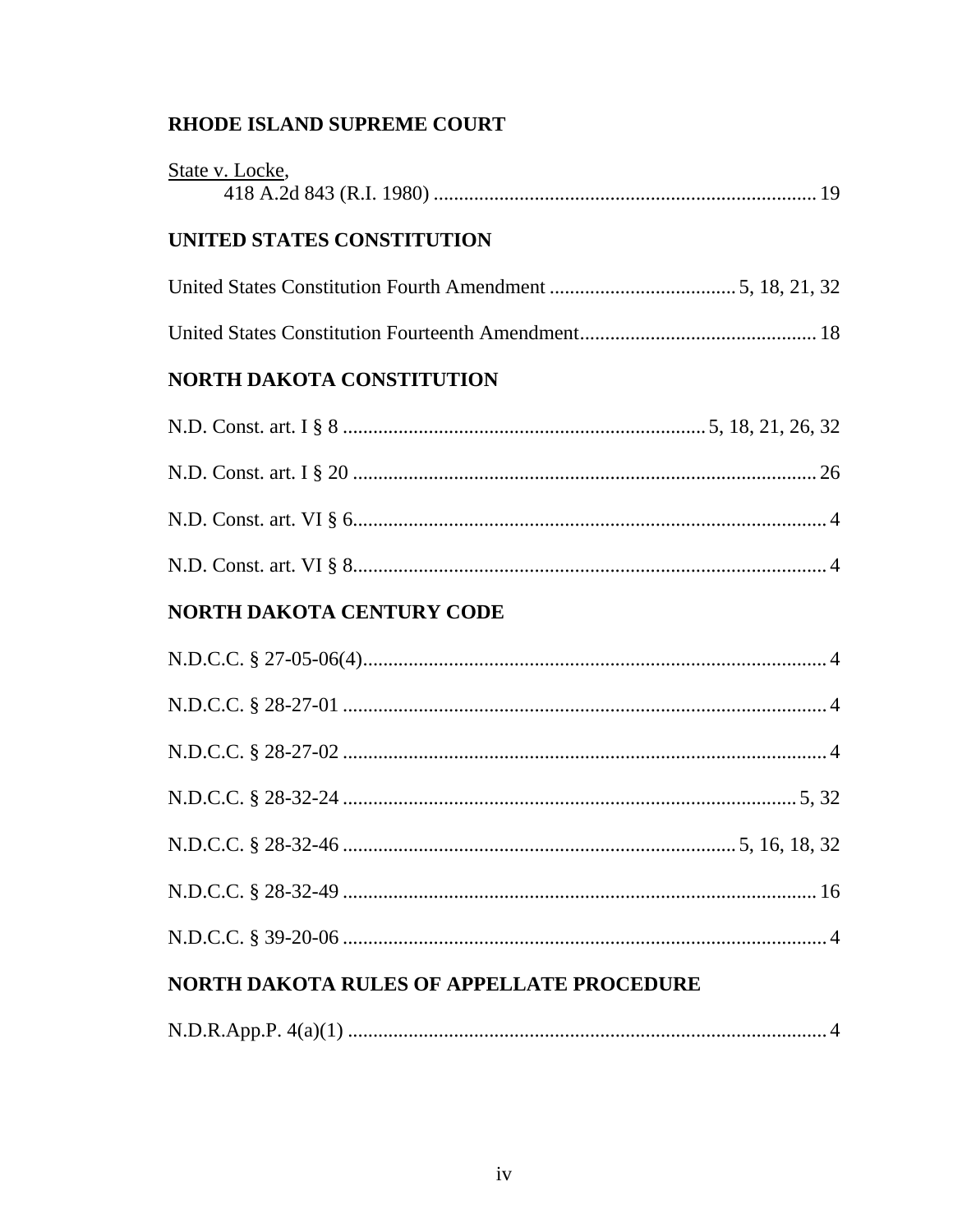### RHODE ISLAND SUPREME COURT

<u>State v. Locke</u>,
    418 A.2d 843 (R.I. 1980) .......................................................................... 19

### UNITED STATES CONSTITUTION

United States Constitution Fourth Amendment ..................................... 5, 18, 21, 32

United States Constitution Fourteenth Amendment............................................... 18

### NORTH DAKOTA CONSTITUTION

N.D. Const. art. I § 8 ....................................................................... 5, 18, 21, 26, 32

N.D. Const. art. I § 20 ............................................................................................ 26

N.D. Const. art. VI § 6.............................................................................................. 4

N.D. Const. art. VI § 8.............................................................................................. 4

### NORTH DAKOTA CENTURY CODE

N.D.C.C. § 27-05-06(4)............................................................................................ 4

N.D.C.C. § 28-27-01 ................................................................................................ 4

N.D.C.C. § 28-27-02 ................................................................................................ 4

N.D.C.C. § 28-32-24 .......................................................................................... 5, 32

N.D.C.C. § 28-32-46 .............................................................................. 5, 16, 18, 32

N.D.C.C. § 28-32-49 .............................................................................................. 16

N.D.C.C. § 39-20-06 ................................................................................................ 4

### NORTH DAKOTA RULES OF APPELLATE PROCEDURE

N.D.R.App.P. 4(a)(1) ............................................................................................... 4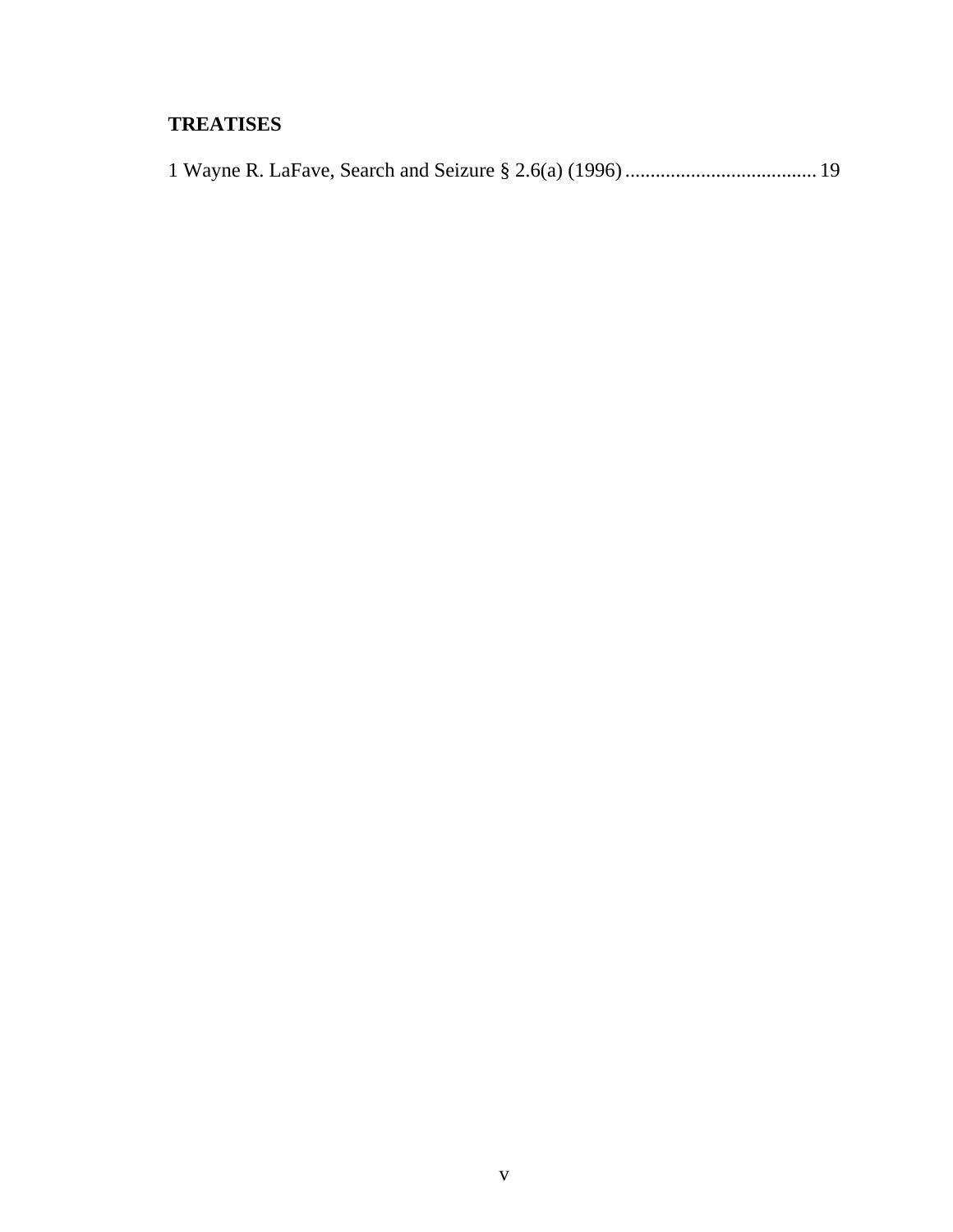**TREATISES**

1 Wayne R. LaFave, Search and Seizure § 2.6(a) (1996) ...................................... 19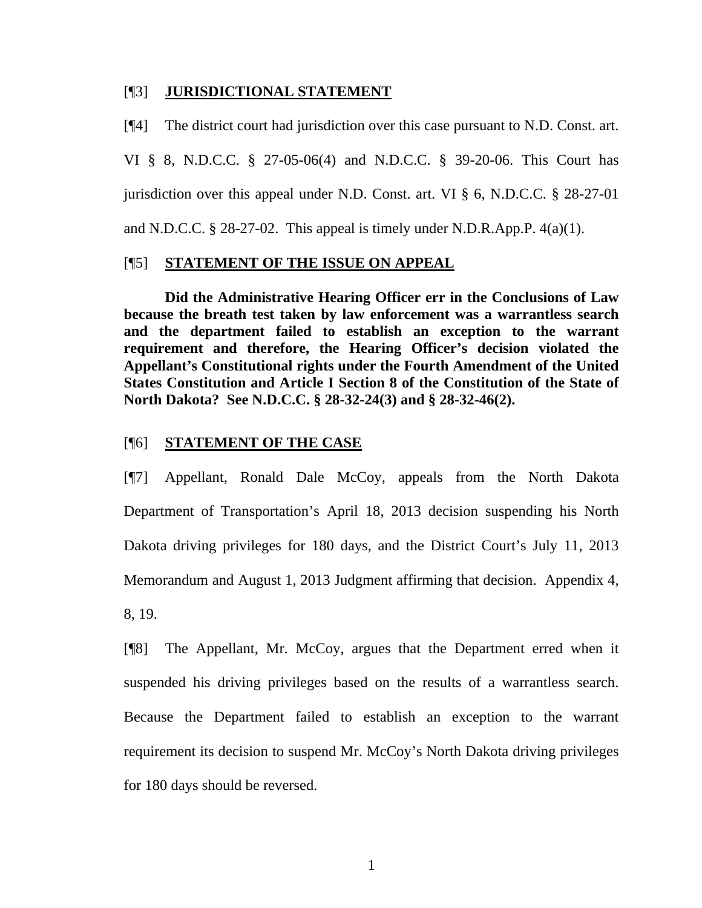[¶3] **JURISDICTIONAL STATEMENT**

[¶4] The district court had jurisdiction over this case pursuant to N.D. Const. art. VI § 8, N.D.C.C. § 27-05-06(4) and N.D.C.C. § 39-20-06. This Court has jurisdiction over this appeal under N.D. Const. art. VI § 6, N.D.C.C. § 28-27-01 and N.D.C.C. § 28-27-02. This appeal is timely under N.D.R.App.P. 4(a)(1).

[¶5] **STATEMENT OF THE ISSUE ON APPEAL**

**Did the Administrative Hearing Officer err in the Conclusions of Law because the breath test taken by law enforcement was a warrantless search and the department failed to establish an exception to the warrant requirement and therefore, the Hearing Officer's decision violated the Appellant's Constitutional rights under the Fourth Amendment of the United States Constitution and Article I Section 8 of the Constitution of the State of North Dakota? See N.D.C.C. § 28-32-24(3) and § 28-32-46(2).**

[¶6] **STATEMENT OF THE CASE**

[¶7] Appellant, Ronald Dale McCoy, appeals from the North Dakota Department of Transportation's April 18, 2013 decision suspending his North Dakota driving privileges for 180 days, and the District Court's July 11, 2013 Memorandum and August 1, 2013 Judgment affirming that decision. Appendix 4, 8, 19.

[¶8] The Appellant, Mr. McCoy, argues that the Department erred when it suspended his driving privileges based on the results of a warrantless search. Because the Department failed to establish an exception to the warrant requirement its decision to suspend Mr. McCoy's North Dakota driving privileges for 180 days should be reversed.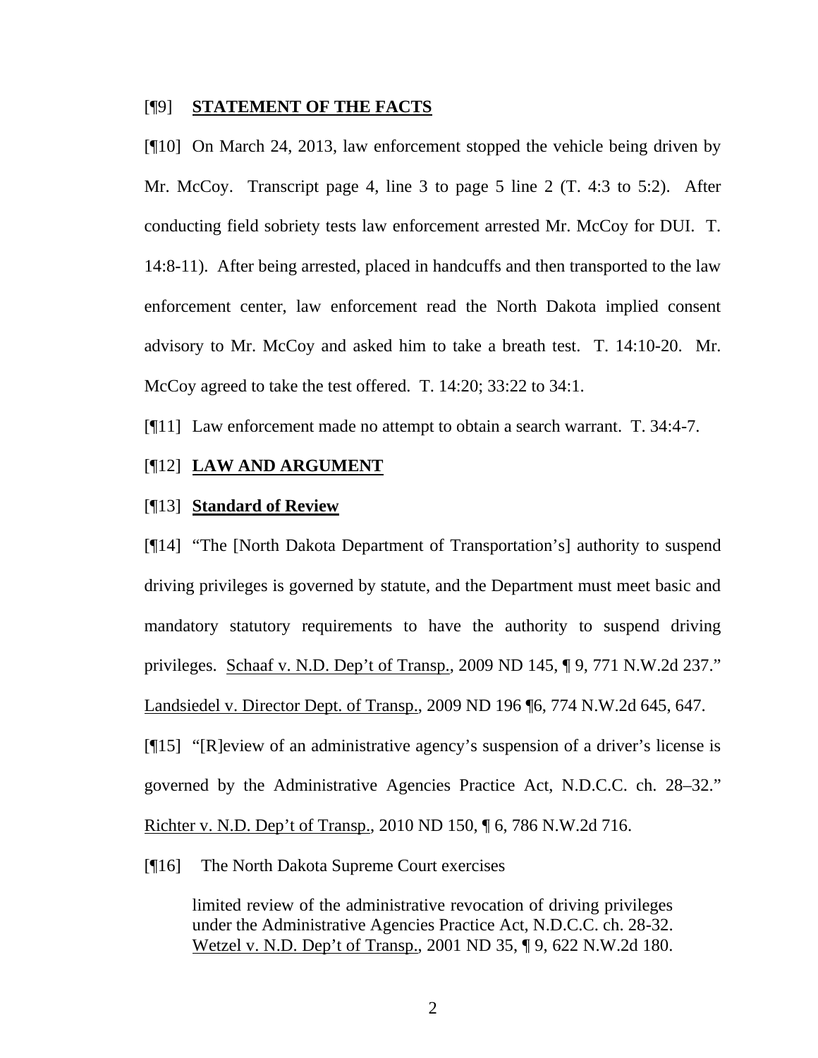[¶9] **STATEMENT OF THE FACTS**

[¶10] On March 24, 2013, law enforcement stopped the vehicle being driven by Mr. McCoy. Transcript page 4, line 3 to page 5 line 2 (T. 4:3 to 5:2). After conducting field sobriety tests law enforcement arrested Mr. McCoy for DUI. T. 14:8-11). After being arrested, placed in handcuffs and then transported to the law enforcement center, law enforcement read the North Dakota implied consent advisory to Mr. McCoy and asked him to take a breath test. T. 14:10-20. Mr. McCoy agreed to take the test offered. T. 14:20; 33:22 to 34:1.

[¶11] Law enforcement made no attempt to obtain a search warrant. T. 34:4-7.

[¶12] **LAW AND ARGUMENT**

[¶13] **Standard of Review**

[¶14] "The [North Dakota Department of Transportation's] authority to suspend driving privileges is governed by statute, and the Department must meet basic and mandatory statutory requirements to have the authority to suspend driving privileges. Schaaf v. N.D. Dep't of Transp., 2009 ND 145, ¶ 9, 771 N.W.2d 237." Landsiedel v. Director Dept. of Transp., 2009 ND 196 ¶6, 774 N.W.2d 645, 647.

[¶15] "[R]eview of an administrative agency's suspension of a driver's license is governed by the Administrative Agencies Practice Act, N.D.C.C. ch. 28–32." Richter v. N.D. Dep't of Transp., 2010 ND 150, ¶ 6, 786 N.W.2d 716.

[¶16] The North Dakota Supreme Court exercises

> limited review of the administrative revocation of driving privileges under the Administrative Agencies Practice Act, N.D.C.C. ch. 28-32. Wetzel v. N.D. Dep't of Transp., 2001 ND 35, ¶ 9, 622 N.W.2d 180.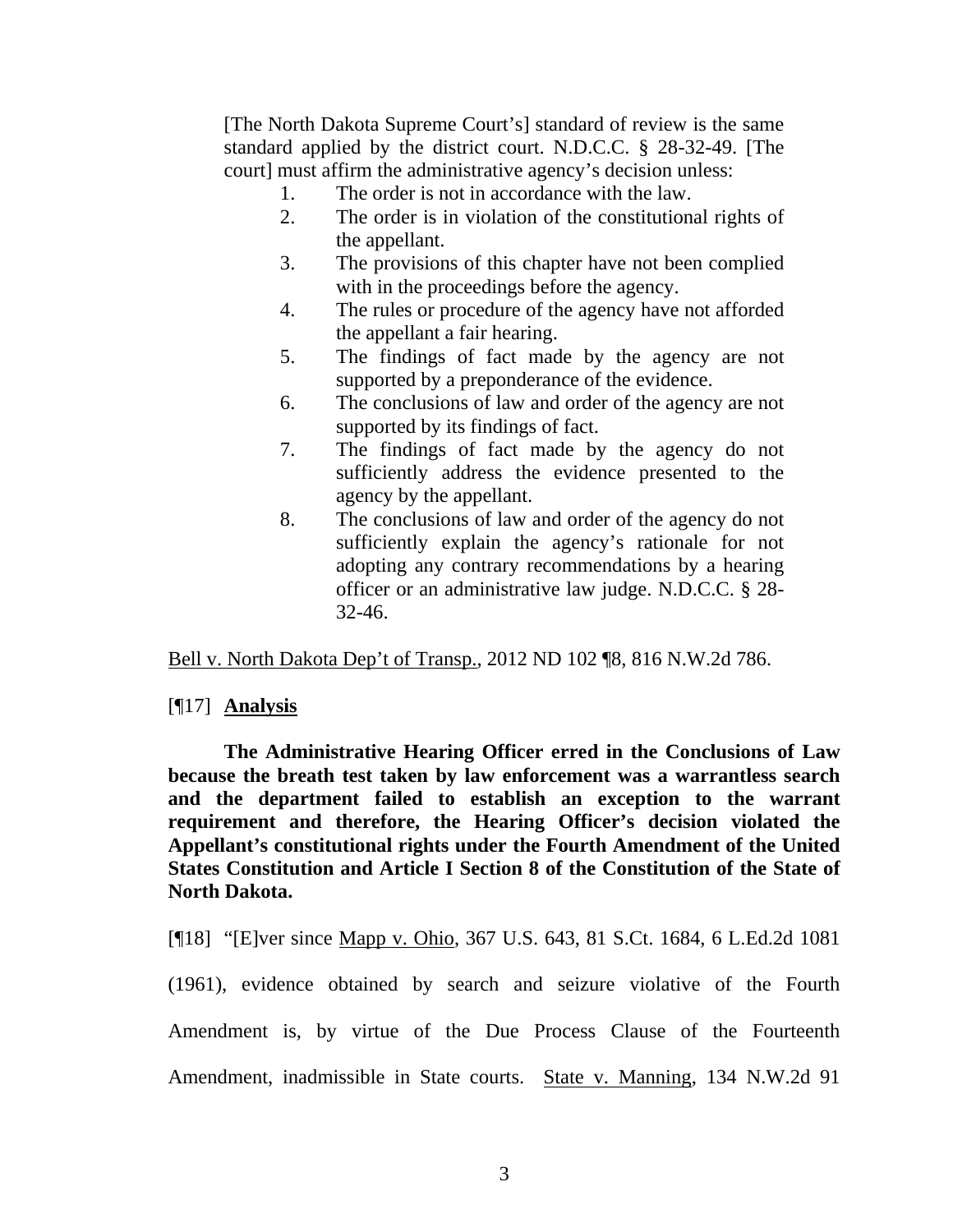> [The North Dakota Supreme Court's] standard of review is the same standard applied by the district court. N.D.C.C. § 28-32-49. [The court] must affirm the administrative agency's decision unless:
>
> 1. The order is not in accordance with the law.
> 2. The order is in violation of the constitutional rights of the appellant.
> 3. The provisions of this chapter have not been complied with in the proceedings before the agency.
> 4. The rules or procedure of the agency have not afforded the appellant a fair hearing.
> 5. The findings of fact made by the agency are not supported by a preponderance of the evidence.
> 6. The conclusions of law and order of the agency are not supported by its findings of fact.
> 7. The findings of fact made by the agency do not sufficiently address the evidence presented to the agency by the appellant.
> 8. The conclusions of law and order of the agency do not sufficiently explain the agency's rationale for not adopting any contrary recommendations by a hearing officer or an administrative law judge. N.D.C.C. § 28-32-46.

Bell v. North Dakota Dep't of Transp., 2012 ND 102 ¶8, 816 N.W.2d 786.

[¶17] **Analysis**

**The Administrative Hearing Officer erred in the Conclusions of Law because the breath test taken by law enforcement was a warrantless search and the department failed to establish an exception to the warrant requirement and therefore, the Hearing Officer's decision violated the Appellant's constitutional rights under the Fourth Amendment of the United States Constitution and Article I Section 8 of the Constitution of the State of North Dakota.**

[¶18] "[E]ver since Mapp v. Ohio, 367 U.S. 643, 81 S.Ct. 1684, 6 L.Ed.2d 1081 (1961), evidence obtained by search and seizure violative of the Fourth Amendment is, by virtue of the Due Process Clause of the Fourteenth Amendment, inadmissible in State courts. State v. Manning, 134 N.W.2d 91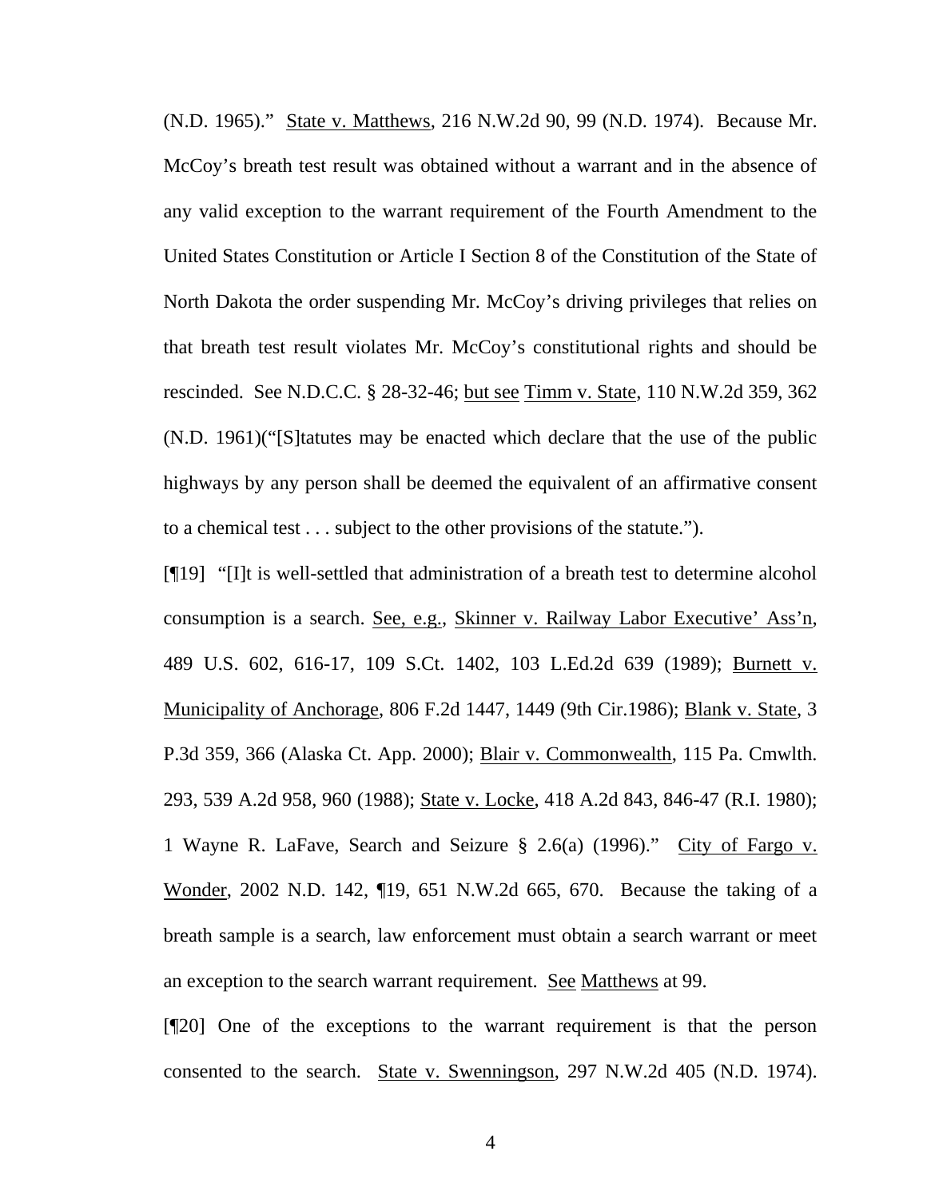(N.D. 1965)." State v. Matthews, 216 N.W.2d 90, 99 (N.D. 1974). Because Mr. McCoy's breath test result was obtained without a warrant and in the absence of any valid exception to the warrant requirement of the Fourth Amendment to the United States Constitution or Article I Section 8 of the Constitution of the State of North Dakota the order suspending Mr. McCoy's driving privileges that relies on that breath test result violates Mr. McCoy's constitutional rights and should be rescinded. See N.D.C.C. § 28-32-46; but see Timm v. State, 110 N.W.2d 359, 362 (N.D. 1961)("[S]tatutes may be enacted which declare that the use of the public highways by any person shall be deemed the equivalent of an affirmative consent to a chemical test . . . subject to the other provisions of the statute.").

[¶19] "[I]t is well-settled that administration of a breath test to determine alcohol consumption is a search. See, e.g., Skinner v. Railway Labor Executive' Ass'n, 489 U.S. 602, 616-17, 109 S.Ct. 1402, 103 L.Ed.2d 639 (1989); Burnett v. Municipality of Anchorage, 806 F.2d 1447, 1449 (9th Cir.1986); Blank v. State, 3 P.3d 359, 366 (Alaska Ct. App. 2000); Blair v. Commonwealth, 115 Pa. Cmwlth. 293, 539 A.2d 958, 960 (1988); State v. Locke, 418 A.2d 843, 846-47 (R.I. 1980); 1 Wayne R. LaFave, Search and Seizure § 2.6(a) (1996)." City of Fargo v. Wonder, 2002 N.D. 142, ¶19, 651 N.W.2d 665, 670. Because the taking of a breath sample is a search, law enforcement must obtain a search warrant or meet an exception to the search warrant requirement. See Matthews at 99.

[¶20] One of the exceptions to the warrant requirement is that the person consented to the search. State v. Swenningson, 297 N.W.2d 405 (N.D. 1974).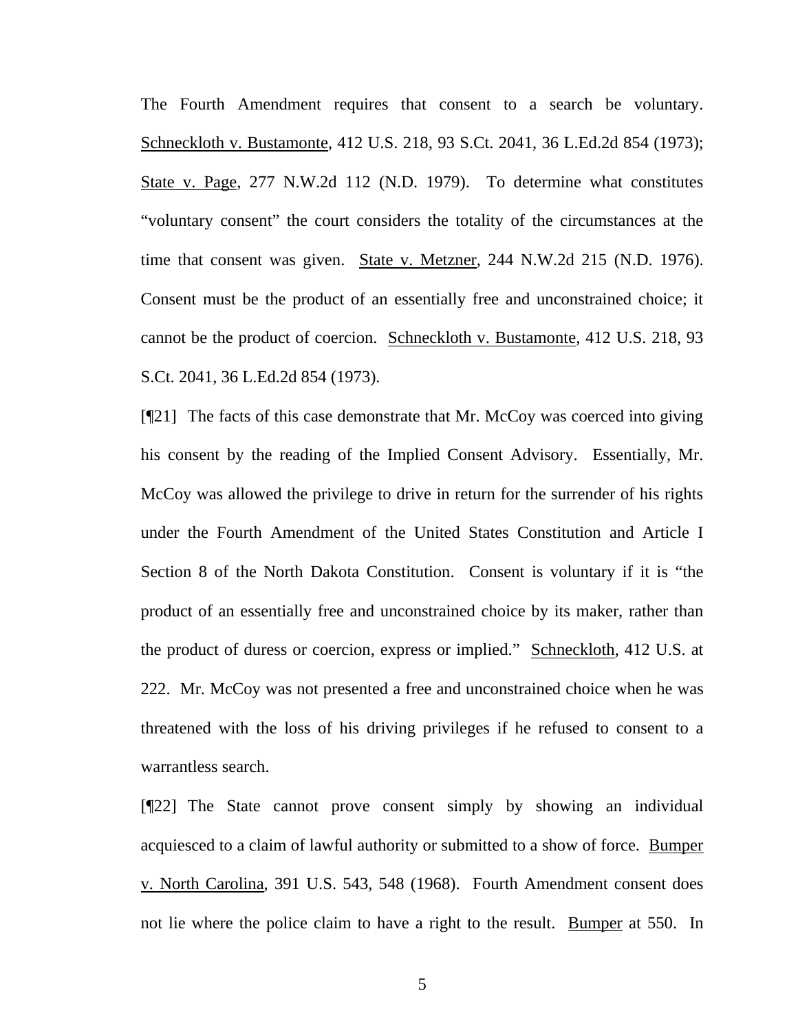The Fourth Amendment requires that consent to a search be voluntary. Schneckloth v. Bustamonte, 412 U.S. 218, 93 S.Ct. 2041, 36 L.Ed.2d 854 (1973); State v. Page, 277 N.W.2d 112 (N.D. 1979). To determine what constitutes "voluntary consent" the court considers the totality of the circumstances at the time that consent was given. State v. Metzner, 244 N.W.2d 215 (N.D. 1976). Consent must be the product of an essentially free and unconstrained choice; it cannot be the product of coercion. Schneckloth v. Bustamonte, 412 U.S. 218, 93 S.Ct. 2041, 36 L.Ed.2d 854 (1973).

[¶21] The facts of this case demonstrate that Mr. McCoy was coerced into giving his consent by the reading of the Implied Consent Advisory. Essentially, Mr. McCoy was allowed the privilege to drive in return for the surrender of his rights under the Fourth Amendment of the United States Constitution and Article I Section 8 of the North Dakota Constitution. Consent is voluntary if it is "the product of an essentially free and unconstrained choice by its maker, rather than the product of duress or coercion, express or implied." Schneckloth, 412 U.S. at 222. Mr. McCoy was not presented a free and unconstrained choice when he was threatened with the loss of his driving privileges if he refused to consent to a warrantless search.

[¶22] The State cannot prove consent simply by showing an individual acquiesced to a claim of lawful authority or submitted to a show of force. Bumper v. North Carolina, 391 U.S. 543, 548 (1968). Fourth Amendment consent does not lie where the police claim to have a right to the result. Bumper at 550. In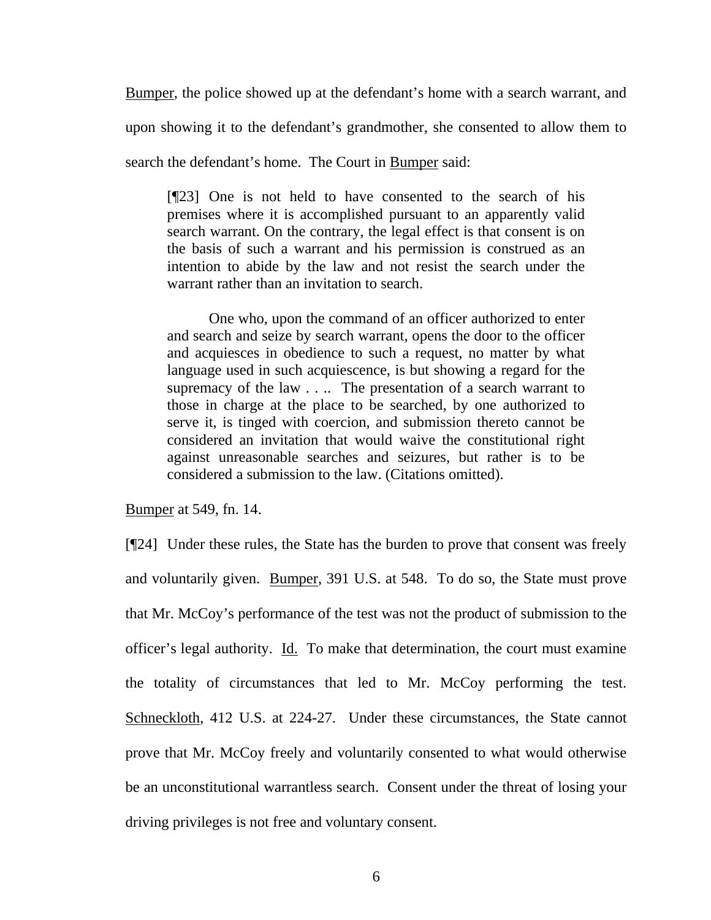Bumper, the police showed up at the defendant's home with a search warrant, and upon showing it to the defendant's grandmother, she consented to allow them to search the defendant's home. The Court in Bumper said:

> [¶23] One is not held to have consented to the search of his premises where it is accomplished pursuant to an apparently valid search warrant. On the contrary, the legal effect is that consent is on the basis of such a warrant and his permission is construed as an intention to abide by the law and not resist the search under the warrant rather than an invitation to search.
>
> One who, upon the command of an officer authorized to enter and search and seize by search warrant, opens the door to the officer and acquiesces in obedience to such a request, no matter by what language used in such acquiescence, is but showing a regard for the supremacy of the law . . .. The presentation of a search warrant to those in charge at the place to be searched, by one authorized to serve it, is tinged with coercion, and submission thereto cannot be considered an invitation that would waive the constitutional right against unreasonable searches and seizures, but rather is to be considered a submission to the law. (Citations omitted).

Bumper at 549, fn. 14.

[¶24] Under these rules, the State has the burden to prove that consent was freely and voluntarily given. Bumper, 391 U.S. at 548. To do so, the State must prove that Mr. McCoy's performance of the test was not the product of submission to the officer's legal authority. Id. To make that determination, the court must examine the totality of circumstances that led to Mr. McCoy performing the test. Schneckloth, 412 U.S. at 224-27. Under these circumstances, the State cannot prove that Mr. McCoy freely and voluntarily consented to what would otherwise be an unconstitutional warrantless search. Consent under the threat of losing your driving privileges is not free and voluntary consent.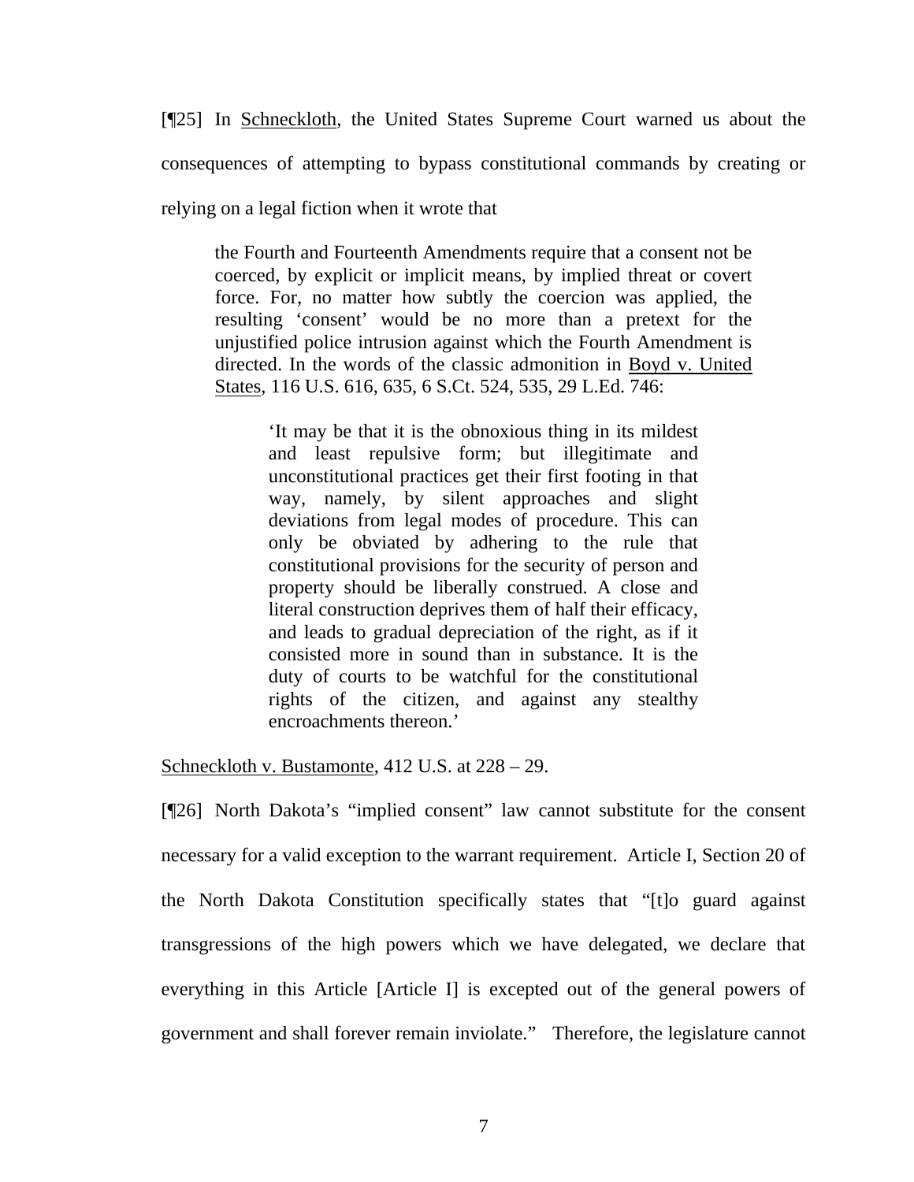[¶25] In Schneckloth, the United States Supreme Court warned us about the consequences of attempting to bypass constitutional commands by creating or relying on a legal fiction when it wrote that

> the Fourth and Fourteenth Amendments require that a consent not be coerced, by explicit or implicit means, by implied threat or covert force. For, no matter how subtly the coercion was applied, the resulting 'consent' would be no more than a pretext for the unjustified police intrusion against which the Fourth Amendment is directed. In the words of the classic admonition in Boyd v. United States, 116 U.S. 616, 635, 6 S.Ct. 524, 535, 29 L.Ed. 746:
>
> > 'It may be that it is the obnoxious thing in its mildest and least repulsive form; but illegitimate and unconstitutional practices get their first footing in that way, namely, by silent approaches and slight deviations from legal modes of procedure. This can only be obviated by adhering to the rule that constitutional provisions for the security of person and property should be liberally construed. A close and literal construction deprives them of half their efficacy, and leads to gradual depreciation of the right, as if it consisted more in sound than in substance. It is the duty of courts to be watchful for the constitutional rights of the citizen, and against any stealthy encroachments thereon.'

Schneckloth v. Bustamonte, 412 U.S. at 228 – 29.

[¶26] North Dakota's "implied consent" law cannot substitute for the consent necessary for a valid exception to the warrant requirement. Article I, Section 20 of the North Dakota Constitution specifically states that "[t]o guard against transgressions of the high powers which we have delegated, we declare that everything in this Article [Article I] is excepted out of the general powers of government and shall forever remain inviolate." Therefore, the legislature cannot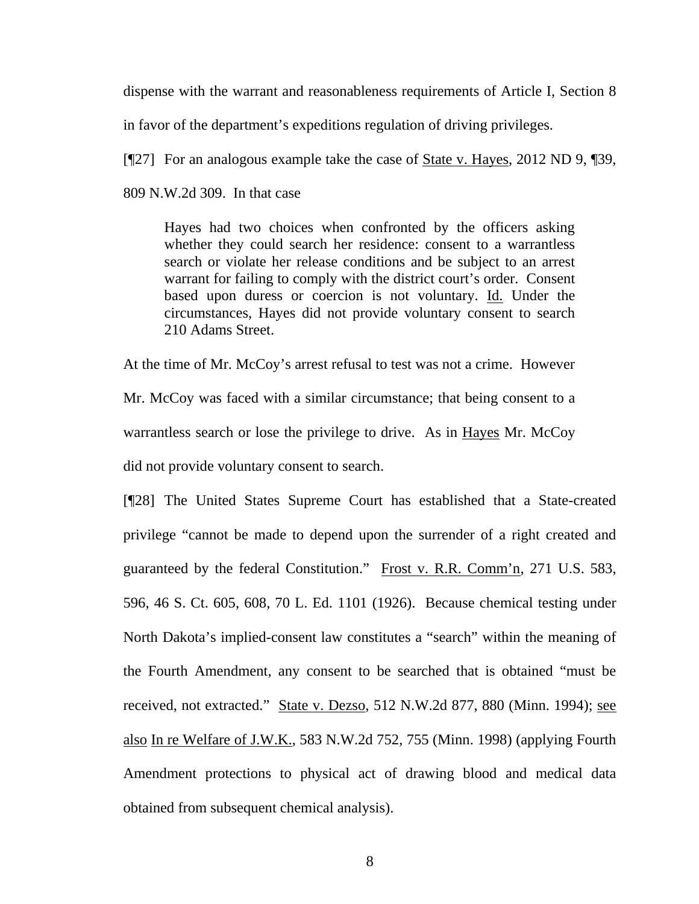dispense with the warrant and reasonableness requirements of Article I, Section 8 in favor of the department's expeditions regulation of driving privileges.

[¶27] For an analogous example take the case of State v. Hayes, 2012 ND 9, ¶39, 809 N.W.2d 309. In that case

> Hayes had two choices when confronted by the officers asking whether they could search her residence: consent to a warrantless search or violate her release conditions and be subject to an arrest warrant for failing to comply with the district court's order. Consent based upon duress or coercion is not voluntary. Id. Under the circumstances, Hayes did not provide voluntary consent to search 210 Adams Street.

At the time of Mr. McCoy's arrest refusal to test was not a crime. However Mr. McCoy was faced with a similar circumstance; that being consent to a warrantless search or lose the privilege to drive. As in Hayes Mr. McCoy did not provide voluntary consent to search.

[¶28] The United States Supreme Court has established that a State-created privilege "cannot be made to depend upon the surrender of a right created and guaranteed by the federal Constitution." Frost v. R.R. Comm'n, 271 U.S. 583, 596, 46 S. Ct. 605, 608, 70 L. Ed. 1101 (1926). Because chemical testing under North Dakota's implied-consent law constitutes a "search" within the meaning of the Fourth Amendment, any consent to be searched that is obtained "must be received, not extracted." State v. Dezso, 512 N.W.2d 877, 880 (Minn. 1994); see also In re Welfare of J.W.K., 583 N.W.2d 752, 755 (Minn. 1998) (applying Fourth Amendment protections to physical act of drawing blood and medical data obtained from subsequent chemical analysis).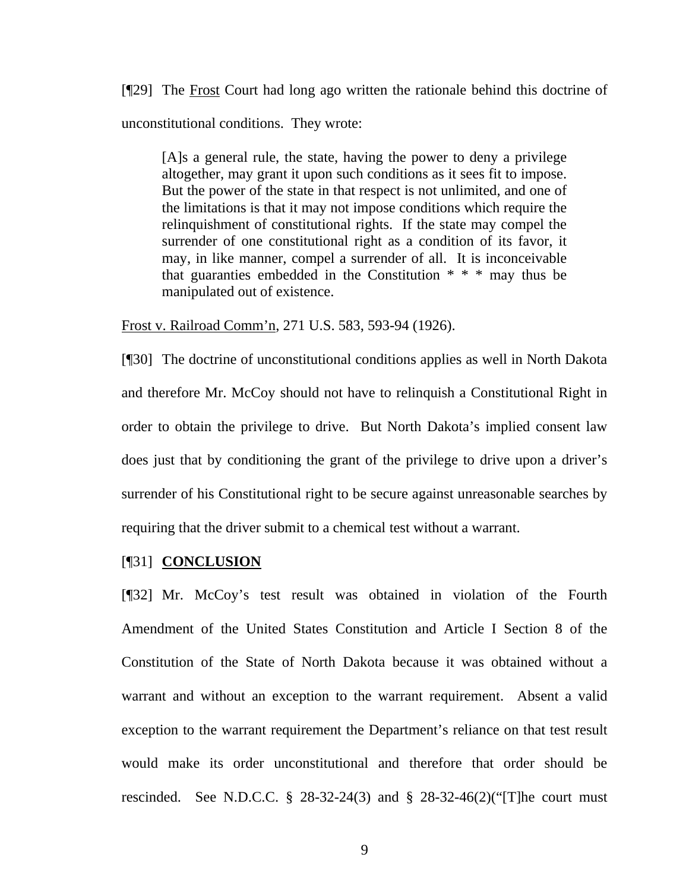[¶29] The Frost Court had long ago written the rationale behind this doctrine of unconstitutional conditions. They wrote:

> [A]s a general rule, the state, having the power to deny a privilege altogether, may grant it upon such conditions as it sees fit to impose. But the power of the state in that respect is not unlimited, and one of the limitations is that it may not impose conditions which require the relinquishment of constitutional rights. If the state may compel the surrender of one constitutional right as a condition of its favor, it may, in like manner, compel a surrender of all. It is inconceivable that guaranties embedded in the Constitution * * * may thus be manipulated out of existence.

Frost v. Railroad Comm'n, 271 U.S. 583, 593-94 (1926).

[¶30] The doctrine of unconstitutional conditions applies as well in North Dakota and therefore Mr. McCoy should not have to relinquish a Constitutional Right in order to obtain the privilege to drive. But North Dakota's implied consent law does just that by conditioning the grant of the privilege to drive upon a driver's surrender of his Constitutional right to be secure against unreasonable searches by requiring that the driver submit to a chemical test without a warrant.

[¶31] **CONCLUSION**

[¶32] Mr. McCoy's test result was obtained in violation of the Fourth Amendment of the United States Constitution and Article I Section 8 of the Constitution of the State of North Dakota because it was obtained without a warrant and without an exception to the warrant requirement. Absent a valid exception to the warrant requirement the Department's reliance on that test result would make its order unconstitutional and therefore that order should be rescinded. See N.D.C.C. § 28-32-24(3) and § 28-32-46(2)("[T]he court must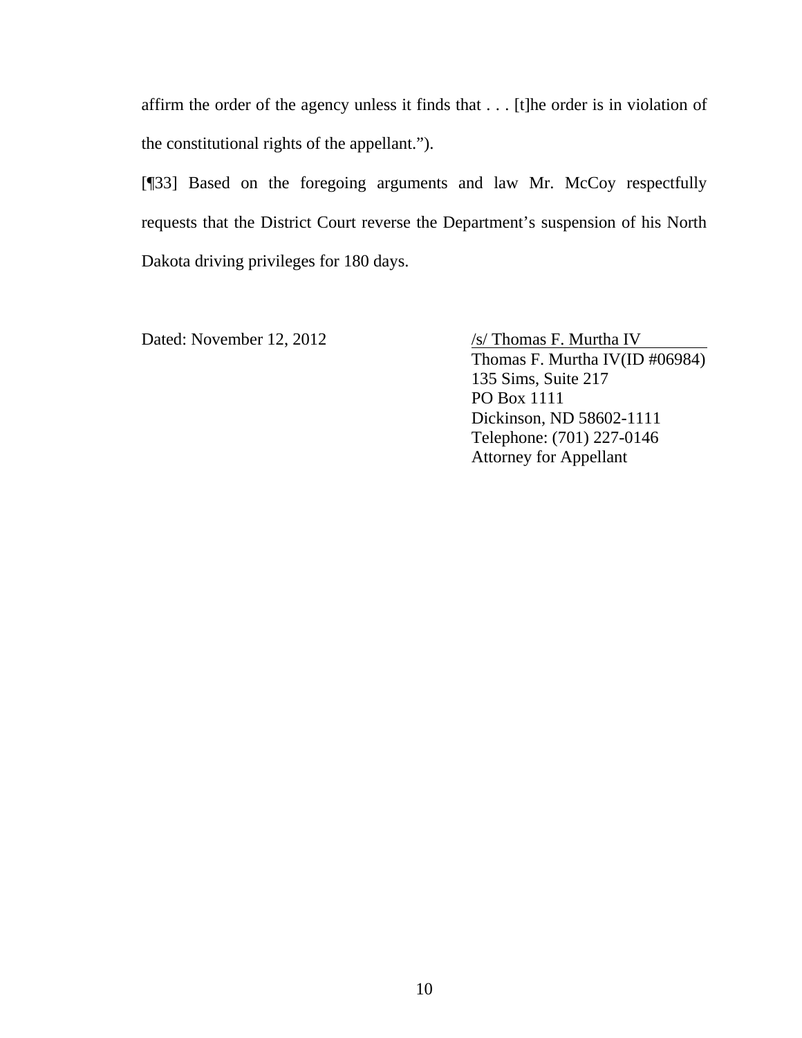affirm the order of the agency unless it finds that . . . [t]he order is in violation of the constitutional rights of the appellant.").

[¶33] Based on the foregoing arguments and law Mr. McCoy respectfully requests that the District Court reverse the Department's suspension of his North Dakota driving privileges for 180 days.

Dated: November 12, 2012

/s/ Thomas F. Murtha IV
Thomas F. Murtha IV(ID #06984)
135 Sims, Suite 217
PO Box 1111
Dickinson, ND 58602-1111
Telephone: (701) 227-0146
Attorney for Appellant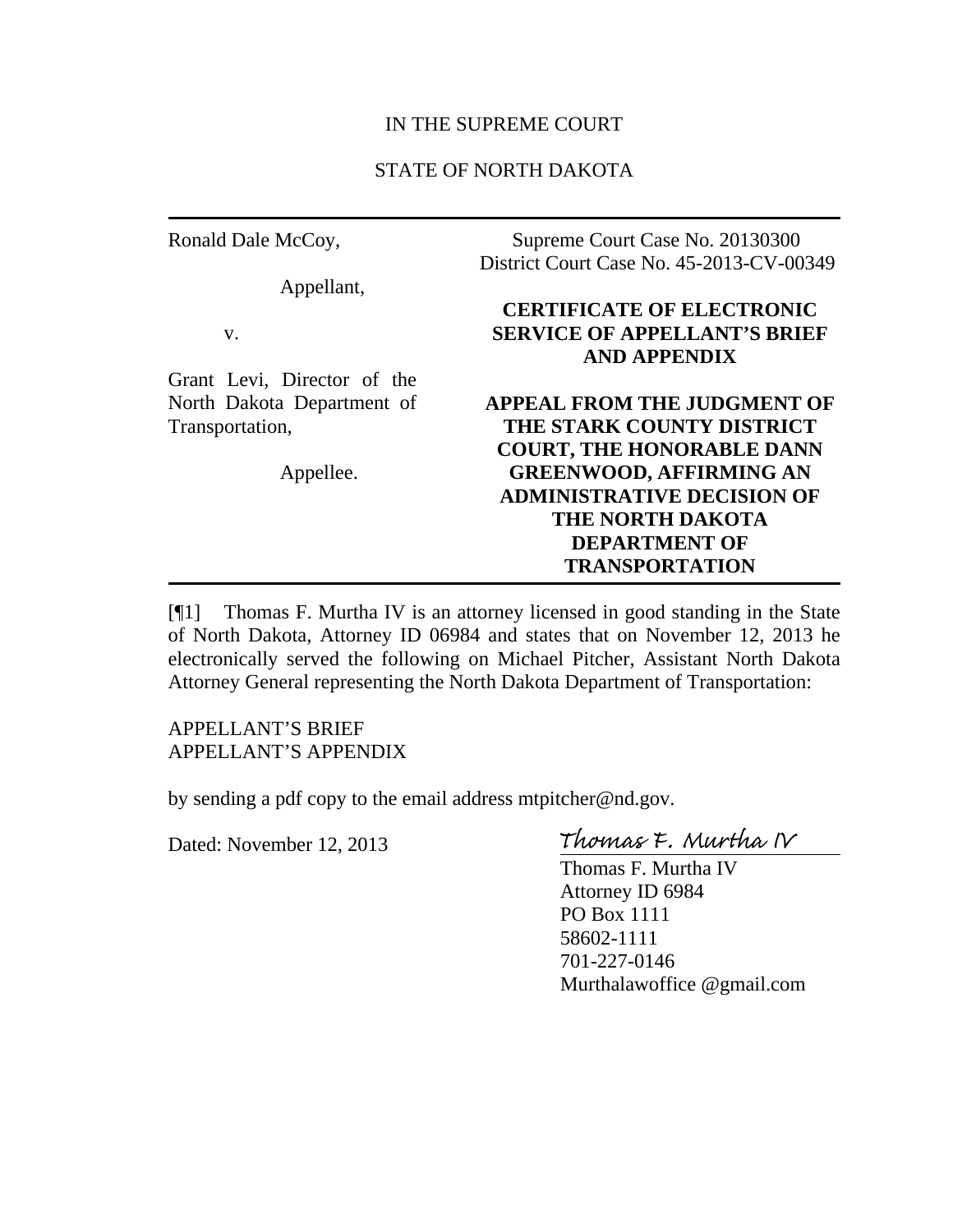IN THE SUPREME COURT

STATE OF NORTH DAKOTA

| | |
|---|---|
| Ronald Dale McCoy,<br><br>Appellant,<br><br>v.<br><br>Grant Levi, Director of the North Dakota Department of Transportation,<br><br>Appellee. | Supreme Court Case No. 20130300<br>District Court Case No. 45-2013-CV-00349<br><br>**CERTIFICATE OF ELECTRONIC SERVICE OF APPELLANT'S BRIEF AND APPENDIX**<br><br>**APPEAL FROM THE JUDGMENT OF THE STARK COUNTY DISTRICT COURT, THE HONORABLE DANN GREENWOOD, AFFIRMING AN ADMINISTRATIVE DECISION OF THE NORTH DAKOTA DEPARTMENT OF TRANSPORTATION** |

[¶1] Thomas F. Murtha IV is an attorney licensed in good standing in the State of North Dakota, Attorney ID 06984 and states that on November 12, 2013 he electronically served the following on Michael Pitcher, Assistant North Dakota Attorney General representing the North Dakota Department of Transportation:

APPELLANT'S BRIEF
APPELLANT'S APPENDIX

by sending a pdf copy to the email address mtpitcher@nd.gov.

Dated: November 12, 2013

*Thomas F. Murtha IV*

Thomas F. Murtha IV
Attorney ID 6984
PO Box 1111
58602-1111
701-227-0146
Murthalawoffice @gmail.com